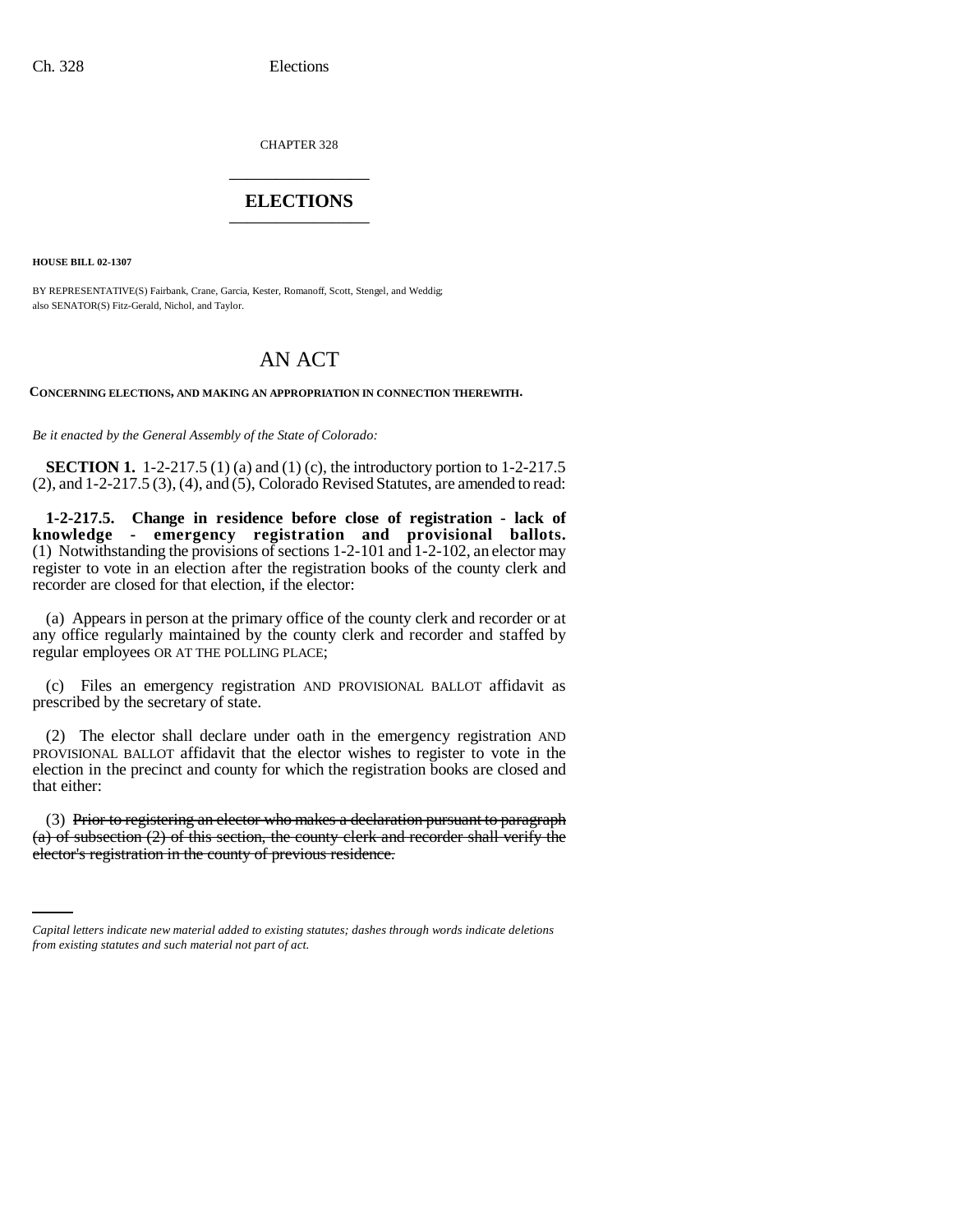CHAPTER 328

# ELECTIONS

**HOUSE BILL 02-1307**

BY REPRESENTATIVE(S) Fairbank, Crane, Garcia, Kester, Romanoff, Scott, Stengel, and Weddig;
also SENATOR(S) Fitz-Gerald, Nichol, and Taylor.

## AN ACT

**CONCERNING ELECTIONS, AND MAKING AN APPROPRIATION IN CONNECTION THEREWITH.**

*Be it enacted by the General Assembly of the State of Colorado:*

**SECTION 1.** 1-2-217.5 (1) (a) and (1) (c), the introductory portion to 1-2-217.5 (2), and 1-2-217.5 (3), (4), and (5), Colorado Revised Statutes, are amended to read:

**1-2-217.5. Change in residence before close of registration - lack of knowledge - emergency registration and provisional ballots.** (1) Notwithstanding the provisions of sections 1-2-101 and 1-2-102, an elector may register to vote in an election after the registration books of the county clerk and recorder are closed for that election, if the elector:

(a) Appears in person at the primary office of the county clerk and recorder or at any office regularly maintained by the county clerk and recorder and staffed by regular employees OR AT THE POLLING PLACE;

(c) Files an emergency registration AND PROVISIONAL BALLOT affidavit as prescribed by the secretary of state.

(2) The elector shall declare under oath in the emergency registration AND PROVISIONAL BALLOT affidavit that the elector wishes to register to vote in the election in the precinct and county for which the registration books are closed and that either:

(3) ~~Prior to registering an elector who makes a declaration pursuant to paragraph (a) of subsection (2) of this section, the county clerk and recorder shall verify the elector's registration in the county of previous residence.~~

*Capital letters indicate new material added to existing statutes; dashes through words indicate deletions from existing statutes and such material not part of act.*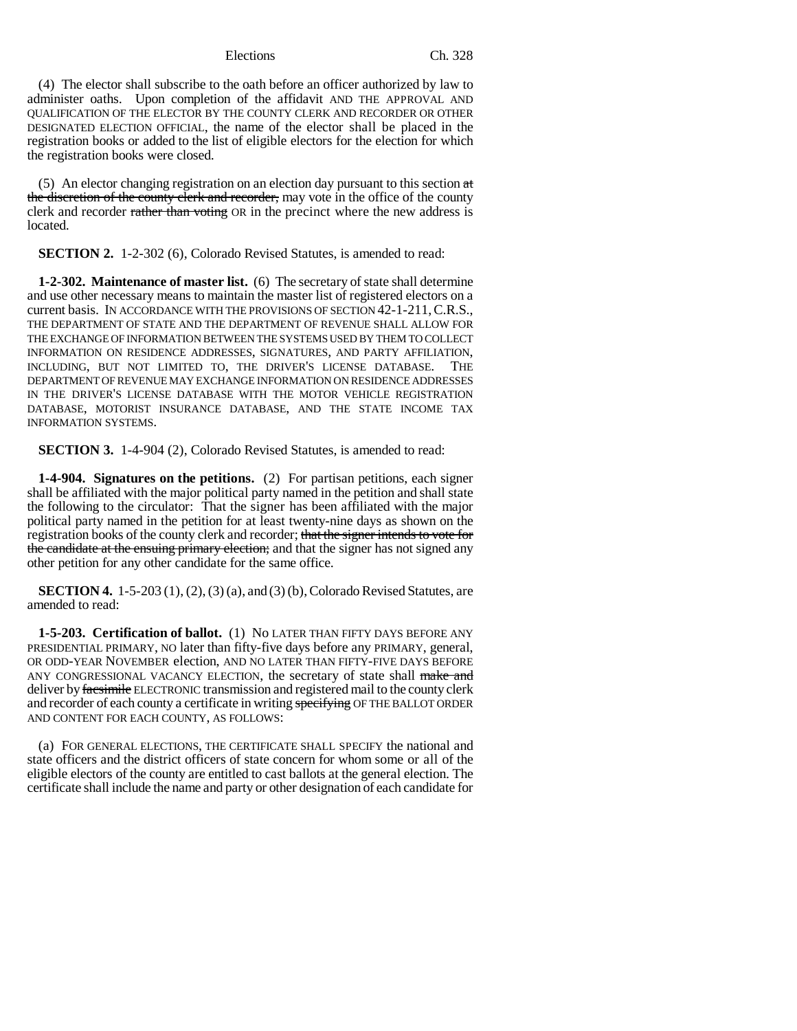(4) The elector shall subscribe to the oath before an officer authorized by law to administer oaths. Upon completion of the affidavit AND THE APPROVAL AND QUALIFICATION OF THE ELECTOR BY THE COUNTY CLERK AND RECORDER OR OTHER DESIGNATED ELECTION OFFICIAL, the name of the elector shall be placed in the registration books or added to the list of eligible electors for the election for which the registration books were closed.

(5) An elector changing registration on an election day pursuant to this section ~~at the discretion of the county clerk and recorder,~~ may vote in the office of the county clerk and recorder ~~rather than voting~~ OR in the precinct where the new address is located.

**SECTION 2.** 1-2-302 (6), Colorado Revised Statutes, is amended to read:

**1-2-302. Maintenance of master list.** (6) The secretary of state shall determine and use other necessary means to maintain the master list of registered electors on a current basis. IN ACCORDANCE WITH THE PROVISIONS OF SECTION 42-1-211, C.R.S., THE DEPARTMENT OF STATE AND THE DEPARTMENT OF REVENUE SHALL ALLOW FOR THE EXCHANGE OF INFORMATION BETWEEN THE SYSTEMS USED BY THEM TO COLLECT INFORMATION ON RESIDENCE ADDRESSES, SIGNATURES, AND PARTY AFFILIATION, INCLUDING, BUT NOT LIMITED TO, THE DRIVER'S LICENSE DATABASE. THE DEPARTMENT OF REVENUE MAY EXCHANGE INFORMATION ON RESIDENCE ADDRESSES IN THE DRIVER'S LICENSE DATABASE WITH THE MOTOR VEHICLE REGISTRATION DATABASE, MOTORIST INSURANCE DATABASE, AND THE STATE INCOME TAX INFORMATION SYSTEMS.

**SECTION 3.** 1-4-904 (2), Colorado Revised Statutes, is amended to read:

**1-4-904. Signatures on the petitions.** (2) For partisan petitions, each signer shall be affiliated with the major political party named in the petition and shall state the following to the circulator: That the signer has been affiliated with the major political party named in the petition for at least twenty-nine days as shown on the registration books of the county clerk and recorder; ~~that the signer intends to vote for the candidate at the ensuing primary election;~~ and that the signer has not signed any other petition for any other candidate for the same office.

**SECTION 4.** 1-5-203 (1), (2), (3) (a), and (3) (b), Colorado Revised Statutes, are amended to read:

**1-5-203. Certification of ballot.** (1) NO LATER THAN FIFTY DAYS BEFORE ANY PRESIDENTIAL PRIMARY, NO later than fifty-five days before any PRIMARY, general, OR ODD-YEAR NOVEMBER election, AND NO LATER THAN FIFTY-FIVE DAYS BEFORE ANY CONGRESSIONAL VACANCY ELECTION, the secretary of state shall ~~make and~~ deliver by ~~facsimile~~ ELECTRONIC transmission and registered mail to the county clerk and recorder of each county a certificate in writing ~~specifying~~ OF THE BALLOT ORDER AND CONTENT FOR EACH COUNTY, AS FOLLOWS:

(a) FOR GENERAL ELECTIONS, THE CERTIFICATE SHALL SPECIFY the national and state officers and the district officers of state concern for whom some or all of the eligible electors of the county are entitled to cast ballots at the general election. The certificate shall include the name and party or other designation of each candidate for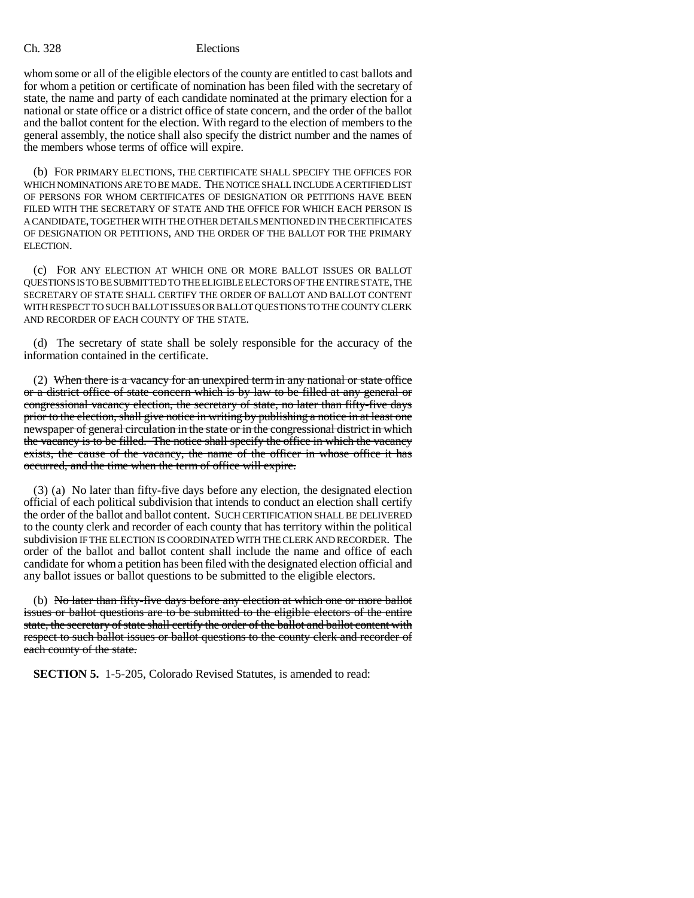whom some or all of the eligible electors of the county are entitled to cast ballots and for whom a petition or certificate of nomination has been filed with the secretary of state, the name and party of each candidate nominated at the primary election for a national or state office or a district office of state concern, and the order of the ballot and the ballot content for the election. With regard to the election of members to the general assembly, the notice shall also specify the district number and the names of the members whose terms of office will expire.

(b) FOR PRIMARY ELECTIONS, THE CERTIFICATE SHALL SPECIFY THE OFFICES FOR WHICH NOMINATIONS ARE TO BE MADE. THE NOTICE SHALL INCLUDE A CERTIFIED LIST OF PERSONS FOR WHOM CERTIFICATES OF DESIGNATION OR PETITIONS HAVE BEEN FILED WITH THE SECRETARY OF STATE AND THE OFFICE FOR WHICH EACH PERSON IS A CANDIDATE, TOGETHER WITH THE OTHER DETAILS MENTIONED IN THE CERTIFICATES OF DESIGNATION OR PETITIONS, AND THE ORDER OF THE BALLOT FOR THE PRIMARY ELECTION.

(c) FOR ANY ELECTION AT WHICH ONE OR MORE BALLOT ISSUES OR BALLOT QUESTIONS IS TO BE SUBMITTED TO THE ELIGIBLE ELECTORS OF THE ENTIRE STATE, THE SECRETARY OF STATE SHALL CERTIFY THE ORDER OF BALLOT AND BALLOT CONTENT WITH RESPECT TO SUCH BALLOT ISSUES OR BALLOT QUESTIONS TO THE COUNTY CLERK AND RECORDER OF EACH COUNTY OF THE STATE.

(d) The secretary of state shall be solely responsible for the accuracy of the information contained in the certificate.

(2) ~~When there is a vacancy for an unexpired term in any national or state office or a district office of state concern which is by law to be filled at any general or congressional vacancy election, the secretary of state, no later than fifty-five days prior to the election, shall give notice in writing by publishing a notice in at least one newspaper of general circulation in the state or in the congressional district in which the vacancy is to be filled. The notice shall specify the office in which the vacancy exists, the cause of the vacancy, the name of the officer in whose office it has occurred, and the time when the term of office will expire.~~

(3) (a) No later than fifty-five days before any election, the designated election official of each political subdivision that intends to conduct an election shall certify the order of the ballot and ballot content. SUCH CERTIFICATION SHALL BE DELIVERED to the county clerk and recorder of each county that has territory within the political subdivision IF THE ELECTION IS COORDINATED WITH THE CLERK AND RECORDER. The order of the ballot and ballot content shall include the name and office of each candidate for whom a petition has been filed with the designated election official and any ballot issues or ballot questions to be submitted to the eligible electors.

(b) ~~No later than fifty-five days before any election at which one or more ballot issues or ballot questions are to be submitted to the eligible electors of the entire state, the secretary of state shall certify the order of the ballot and ballot content with respect to such ballot issues or ballot questions to the county clerk and recorder of each county of the state.~~

**SECTION 5.** 1-5-205, Colorado Revised Statutes, is amended to read: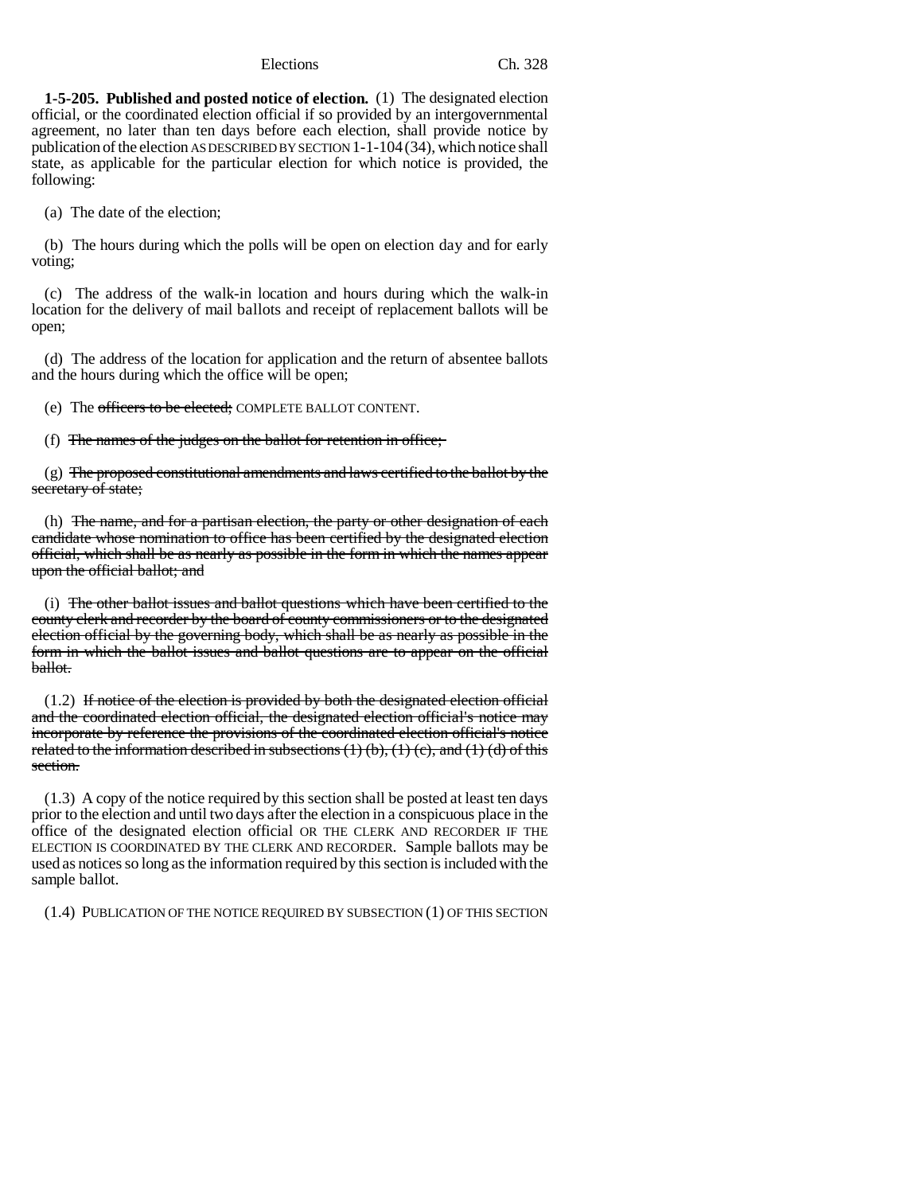**1-5-205. Published and posted notice of election.** (1) The designated election official, or the coordinated election official if so provided by an intergovernmental agreement, no later than ten days before each election, shall provide notice by publication of the election AS DESCRIBED BY SECTION 1-1-104 (34), which notice shall state, as applicable for the particular election for which notice is provided, the following:

(a) The date of the election;

(b) The hours during which the polls will be open on election day and for early voting;

(c) The address of the walk-in location and hours during which the walk-in location for the delivery of mail ballots and receipt of replacement ballots will be open;

(d) The address of the location for application and the return of absentee ballots and the hours during which the office will be open;

(e) The ~~officers to be elected;~~ COMPLETE BALLOT CONTENT.

(f) ~~The names of the judges on the ballot for retention in office;~~

(g) ~~The proposed constitutional amendments and laws certified to the ballot by the secretary of state;~~

(h) ~~The name, and for a partisan election, the party or other designation of each candidate whose nomination to office has been certified by the designated election official, which shall be as nearly as possible in the form in which the names appear upon the official ballot; and~~

(i) ~~The other ballot issues and ballot questions which have been certified to the county clerk and recorder by the board of county commissioners or to the designated election official by the governing body, which shall be as nearly as possible in the form in which the ballot issues and ballot questions are to appear on the official ballot.~~

(1.2) ~~If notice of the election is provided by both the designated election official and the coordinated election official, the designated election official's notice may incorporate by reference the provisions of the coordinated election official's notice related to the information described in subsections (1) (b), (1) (c), and (1) (d) of this section.~~

(1.3) A copy of the notice required by this section shall be posted at least ten days prior to the election and until two days after the election in a conspicuous place in the office of the designated election official OR THE CLERK AND RECORDER IF THE ELECTION IS COORDINATED BY THE CLERK AND RECORDER. Sample ballots may be used as notices so long as the information required by this section is included with the sample ballot.

(1.4) PUBLICATION OF THE NOTICE REQUIRED BY SUBSECTION (1) OF THIS SECTION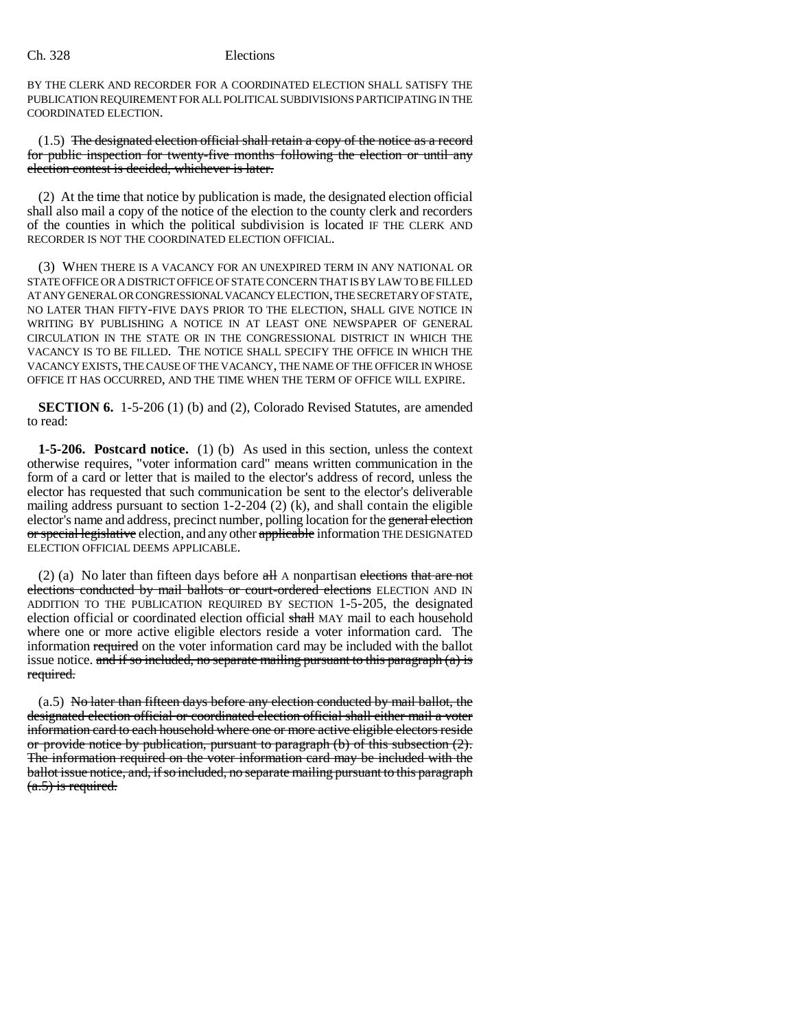BY THE CLERK AND RECORDER FOR A COORDINATED ELECTION SHALL SATISFY THE PUBLICATION REQUIREMENT FOR ALL POLITICAL SUBDIVISIONS PARTICIPATING IN THE COORDINATED ELECTION.

(1.5) ~~The designated election official shall retain a copy of the notice as a record for public inspection for twenty-five months following the election or until any election contest is decided, whichever is later.~~

(2) At the time that notice by publication is made, the designated election official shall also mail a copy of the notice of the election to the county clerk and recorders of the counties in which the political subdivision is located IF THE CLERK AND RECORDER IS NOT THE COORDINATED ELECTION OFFICIAL.

(3) WHEN THERE IS A VACANCY FOR AN UNEXPIRED TERM IN ANY NATIONAL OR STATE OFFICE OR A DISTRICT OFFICE OF STATE CONCERN THAT IS BY LAW TO BE FILLED AT ANY GENERAL OR CONGRESSIONAL VACANCY ELECTION, THE SECRETARY OF STATE, NO LATER THAN FIFTY-FIVE DAYS PRIOR TO THE ELECTION, SHALL GIVE NOTICE IN WRITING BY PUBLISHING A NOTICE IN AT LEAST ONE NEWSPAPER OF GENERAL CIRCULATION IN THE STATE OR IN THE CONGRESSIONAL DISTRICT IN WHICH THE VACANCY IS TO BE FILLED. THE NOTICE SHALL SPECIFY THE OFFICE IN WHICH THE VACANCY EXISTS, THE CAUSE OF THE VACANCY, THE NAME OF THE OFFICER IN WHOSE OFFICE IT HAS OCCURRED, AND THE TIME WHEN THE TERM OF OFFICE WILL EXPIRE.

**SECTION 6.** 1-5-206 (1) (b) and (2), Colorado Revised Statutes, are amended to read:

**1-5-206. Postcard notice.** (1) (b) As used in this section, unless the context otherwise requires, "voter information card" means written communication in the form of a card or letter that is mailed to the elector's address of record, unless the elector has requested that such communication be sent to the elector's deliverable mailing address pursuant to section 1-2-204 (2) (k), and shall contain the eligible elector's name and address, precinct number, polling location for the ~~general election or special legislative~~ election, and any other ~~applicable~~ information THE DESIGNATED ELECTION OFFICIAL DEEMS APPLICABLE.

(2) (a) No later than fifteen days before ~~all~~ A nonpartisan ~~elections that are not elections conducted by mail ballots or court-ordered elections~~ ELECTION AND IN ADDITION TO THE PUBLICATION REQUIRED BY SECTION 1-5-205, the designated election official or coordinated election official ~~shall~~ MAY mail to each household where one or more active eligible electors reside a voter information card. The information ~~required~~ on the voter information card may be included with the ballot issue notice. ~~and if so included, no separate mailing pursuant to this paragraph (a) is required.~~

(a.5) ~~No later than fifteen days before any election conducted by mail ballot, the designated election official or coordinated election official shall either mail a voter information card to each household where one or more active eligible electors reside or provide notice by publication, pursuant to paragraph (b) of this subsection (2). The information required on the voter information card may be included with the ballot issue notice, and, if so included, no separate mailing pursuant to this paragraph (a.5) is required.~~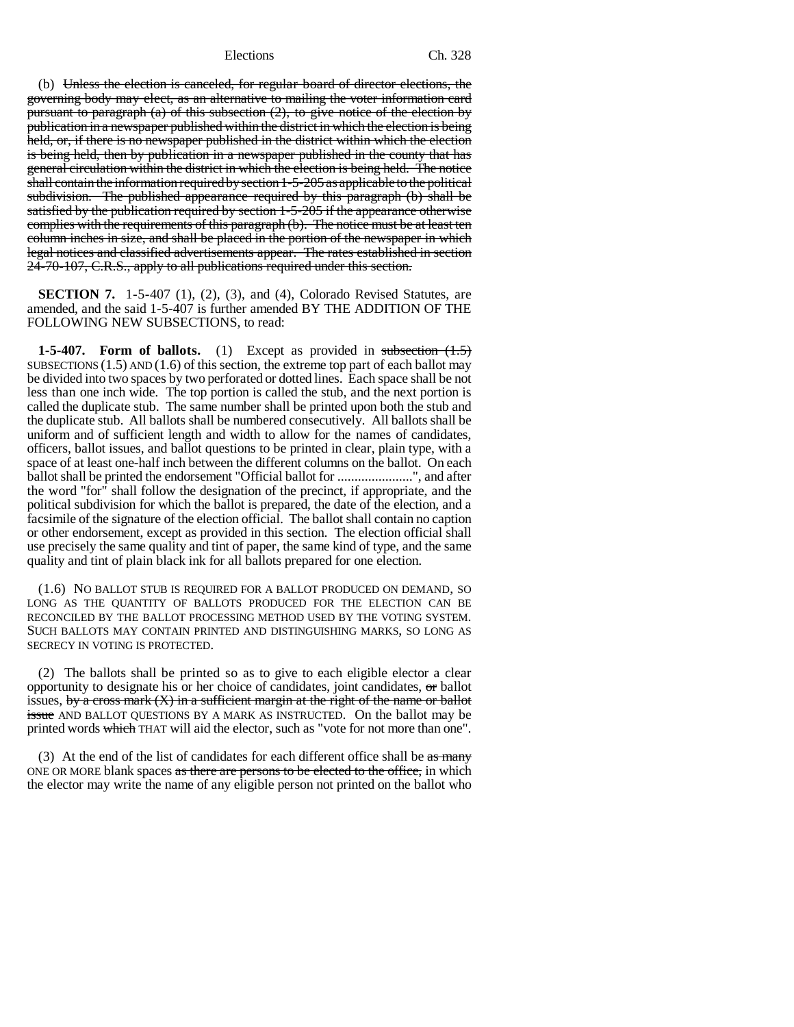(b) ~~Unless the election is canceled, for regular board of director elections, the governing body may elect, as an alternative to mailing the voter information card pursuant to paragraph (a) of this subsection (2), to give notice of the election by publication in a newspaper published within the district in which the election is being held, or, if there is no newspaper published in the district within which the election is being held, then by publication in a newspaper published in the county that has general circulation within the district in which the election is being held. The notice shall contain the information required by section 1-5-205 as applicable to the political subdivision. The published appearance required by this paragraph (b) shall be satisfied by the publication required by section 1-5-205 if the appearance otherwise complies with the requirements of this paragraph (b). The notice must be at least ten column inches in size, and shall be placed in the portion of the newspaper in which legal notices and classified advertisements appear. The rates established in section 24-70-107, C.R.S., apply to all publications required under this section.~~

**SECTION 7.** 1-5-407 (1), (2), (3), and (4), Colorado Revised Statutes, are amended, and the said 1-5-407 is further amended BY THE ADDITION OF THE FOLLOWING NEW SUBSECTIONS, to read:

**1-5-407. Form of ballots.** (1) Except as provided in ~~subsection (1.5)~~ SUBSECTIONS (1.5) AND (1.6) of this section, the extreme top part of each ballot may be divided into two spaces by two perforated or dotted lines. Each space shall be not less than one inch wide. The top portion is called the stub, and the next portion is called the duplicate stub. The same number shall be printed upon both the stub and the duplicate stub. All ballots shall be numbered consecutively. All ballots shall be uniform and of sufficient length and width to allow for the names of candidates, officers, ballot issues, and ballot questions to be printed in clear, plain type, with a space of at least one-half inch between the different columns on the ballot. On each ballot shall be printed the endorsement "Official ballot for ......................", and after the word "for" shall follow the designation of the precinct, if appropriate, and the political subdivision for which the ballot is prepared, the date of the election, and a facsimile of the signature of the election official. The ballot shall contain no caption or other endorsement, except as provided in this section. The election official shall use precisely the same quality and tint of paper, the same kind of type, and the same quality and tint of plain black ink for all ballots prepared for one election.

(1.6) NO BALLOT STUB IS REQUIRED FOR A BALLOT PRODUCED ON DEMAND, SO LONG AS THE QUANTITY OF BALLOTS PRODUCED FOR THE ELECTION CAN BE RECONCILED BY THE BALLOT PROCESSING METHOD USED BY THE VOTING SYSTEM. SUCH BALLOTS MAY CONTAIN PRINTED AND DISTINGUISHING MARKS, SO LONG AS SECRECY IN VOTING IS PROTECTED.

(2) The ballots shall be printed so as to give to each eligible elector a clear opportunity to designate his or her choice of candidates, joint candidates, ~~or~~ ballot issues, ~~by a cross mark (X) in a sufficient margin at the right of the name or ballot issue~~ AND BALLOT QUESTIONS BY A MARK AS INSTRUCTED. On the ballot may be printed words ~~which~~ THAT will aid the elector, such as "vote for not more than one".

(3) At the end of the list of candidates for each different office shall be ~~as many~~ ONE OR MORE blank spaces ~~as there are persons to be elected to the office,~~ in which the elector may write the name of any eligible person not printed on the ballot who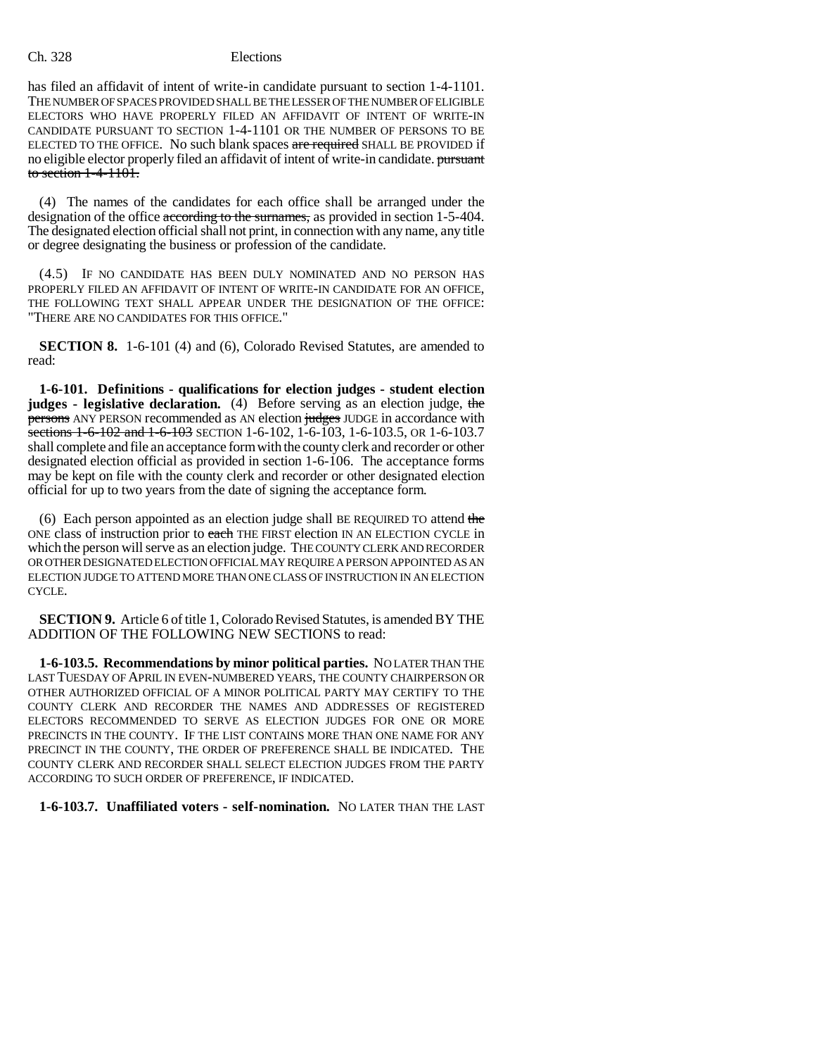has filed an affidavit of intent of write-in candidate pursuant to section 1-4-1101. THE NUMBER OF SPACES PROVIDED SHALL BE THE LESSER OF THE NUMBER OF ELIGIBLE ELECTORS WHO HAVE PROPERLY FILED AN AFFIDAVIT OF INTENT OF WRITE-IN CANDIDATE PURSUANT TO SECTION 1-4-1101 OR THE NUMBER OF PERSONS TO BE ELECTED TO THE OFFICE. No such blank spaces ~~are required~~ SHALL BE PROVIDED if no eligible elector properly filed an affidavit of intent of write-in candidate. ~~pursuant to section 1-4-1101.~~

(4) The names of the candidates for each office shall be arranged under the designation of the office ~~according to the surnames,~~ as provided in section 1-5-404. The designated election official shall not print, in connection with any name, any title or degree designating the business or profession of the candidate.

(4.5) IF NO CANDIDATE HAS BEEN DULY NOMINATED AND NO PERSON HAS PROPERLY FILED AN AFFIDAVIT OF INTENT OF WRITE-IN CANDIDATE FOR AN OFFICE, THE FOLLOWING TEXT SHALL APPEAR UNDER THE DESIGNATION OF THE OFFICE: "THERE ARE NO CANDIDATES FOR THIS OFFICE."

**SECTION 8.** 1-6-101 (4) and (6), Colorado Revised Statutes, are amended to read:

**1-6-101. Definitions - qualifications for election judges - student election judges - legislative declaration.** (4) Before serving as an election judge, ~~the persons~~ ANY PERSON recommended as AN election ~~judges~~ JUDGE in accordance with ~~sections 1-6-102 and 1-6-103~~ SECTION 1-6-102, 1-6-103, 1-6-103.5, OR 1-6-103.7 shall complete and file an acceptance form with the county clerk and recorder or other designated election official as provided in section 1-6-106. The acceptance forms may be kept on file with the county clerk and recorder or other designated election official for up to two years from the date of signing the acceptance form.

(6) Each person appointed as an election judge shall BE REQUIRED TO attend ~~the~~ ONE class of instruction prior to ~~each~~ THE FIRST election IN AN ELECTION CYCLE in which the person will serve as an election judge. THE COUNTY CLERK AND RECORDER OR OTHER DESIGNATED ELECTION OFFICIAL MAY REQUIRE A PERSON APPOINTED AS AN ELECTION JUDGE TO ATTEND MORE THAN ONE CLASS OF INSTRUCTION IN AN ELECTION CYCLE.

**SECTION 9.** Article 6 of title 1, Colorado Revised Statutes, is amended BY THE ADDITION OF THE FOLLOWING NEW SECTIONS to read:

**1-6-103.5. Recommendations by minor political parties.** NO LATER THAN THE LAST TUESDAY OF APRIL IN EVEN-NUMBERED YEARS, THE COUNTY CHAIRPERSON OR OTHER AUTHORIZED OFFICIAL OF A MINOR POLITICAL PARTY MAY CERTIFY TO THE COUNTY CLERK AND RECORDER THE NAMES AND ADDRESSES OF REGISTERED ELECTORS RECOMMENDED TO SERVE AS ELECTION JUDGES FOR ONE OR MORE PRECINCTS IN THE COUNTY. IF THE LIST CONTAINS MORE THAN ONE NAME FOR ANY PRECINCT IN THE COUNTY, THE ORDER OF PREFERENCE SHALL BE INDICATED. THE COUNTY CLERK AND RECORDER SHALL SELECT ELECTION JUDGES FROM THE PARTY ACCORDING TO SUCH ORDER OF PREFERENCE, IF INDICATED.

**1-6-103.7. Unaffiliated voters - self-nomination.** NO LATER THAN THE LAST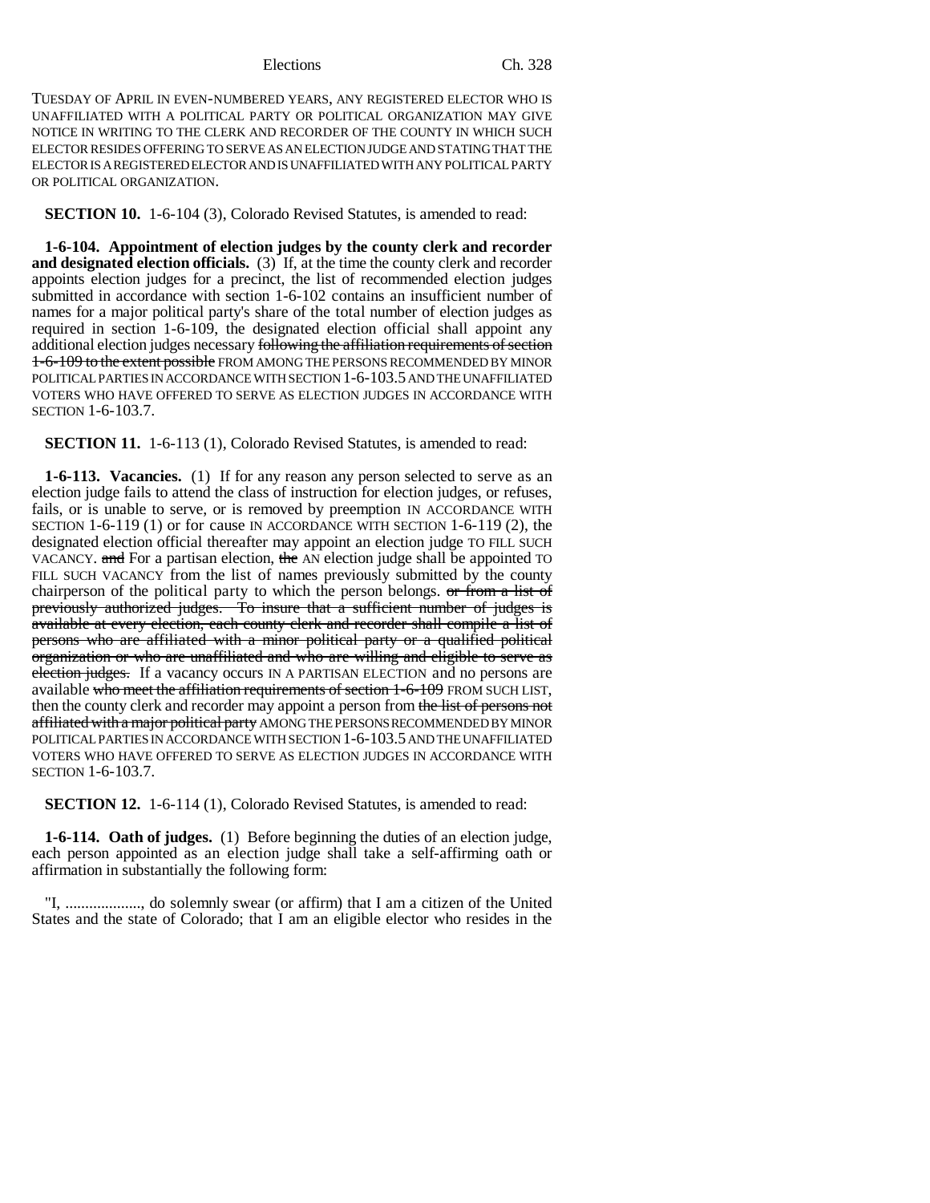TUESDAY OF APRIL IN EVEN-NUMBERED YEARS, ANY REGISTERED ELECTOR WHO IS UNAFFILIATED WITH A POLITICAL PARTY OR POLITICAL ORGANIZATION MAY GIVE NOTICE IN WRITING TO THE CLERK AND RECORDER OF THE COUNTY IN WHICH SUCH ELECTOR RESIDES OFFERING TO SERVE AS AN ELECTION JUDGE AND STATING THAT THE ELECTOR IS A REGISTERED ELECTOR AND IS UNAFFILIATED WITH ANY POLITICAL PARTY OR POLITICAL ORGANIZATION.

**SECTION 10.** 1-6-104 (3), Colorado Revised Statutes, is amended to read:

**1-6-104. Appointment of election judges by the county clerk and recorder and designated election officials.** (3) If, at the time the county clerk and recorder appoints election judges for a precinct, the list of recommended election judges submitted in accordance with section 1-6-102 contains an insufficient number of names for a major political party's share of the total number of election judges as required in section 1-6-109, the designated election official shall appoint any additional election judges necessary ~~following the affiliation requirements of section 1-6-109 to the extent possible~~ FROM AMONG THE PERSONS RECOMMENDED BY MINOR POLITICAL PARTIES IN ACCORDANCE WITH SECTION 1-6-103.5 AND THE UNAFFILIATED VOTERS WHO HAVE OFFERED TO SERVE AS ELECTION JUDGES IN ACCORDANCE WITH SECTION 1-6-103.7.

**SECTION 11.** 1-6-113 (1), Colorado Revised Statutes, is amended to read:

**1-6-113. Vacancies.** (1) If for any reason any person selected to serve as an election judge fails to attend the class of instruction for election judges, or refuses, fails, or is unable to serve, or is removed by preemption IN ACCORDANCE WITH SECTION 1-6-119 (1) or for cause IN ACCORDANCE WITH SECTION 1-6-119 (2), the designated election official thereafter may appoint an election judge TO FILL SUCH VACANCY. ~~and~~ For a partisan election, ~~the~~ AN election judge shall be appointed TO FILL SUCH VACANCY from the list of names previously submitted by the county chairperson of the political party to which the person belongs. ~~or from a list of previously authorized judges. To insure that a sufficient number of judges is available at every election, each county clerk and recorder shall compile a list of persons who are affiliated with a minor political party or a qualified political organization or who are unaffiliated and who are willing and eligible to serve as election judges.~~ If a vacancy occurs IN A PARTISAN ELECTION and no persons are available ~~who meet the affiliation requirements of section 1-6-109~~ FROM SUCH LIST, then the county clerk and recorder may appoint a person from ~~the list of persons not affiliated with a major political party~~ AMONG THE PERSONS RECOMMENDED BY MINOR POLITICAL PARTIES IN ACCORDANCE WITH SECTION 1-6-103.5 AND THE UNAFFILIATED VOTERS WHO HAVE OFFERED TO SERVE AS ELECTION JUDGES IN ACCORDANCE WITH SECTION 1-6-103.7.

**SECTION 12.** 1-6-114 (1), Colorado Revised Statutes, is amended to read:

**1-6-114. Oath of judges.** (1) Before beginning the duties of an election judge, each person appointed as an election judge shall take a self-affirming oath or affirmation in substantially the following form:

"I, ..................., do solemnly swear (or affirm) that I am a citizen of the United States and the state of Colorado; that I am an eligible elector who resides in the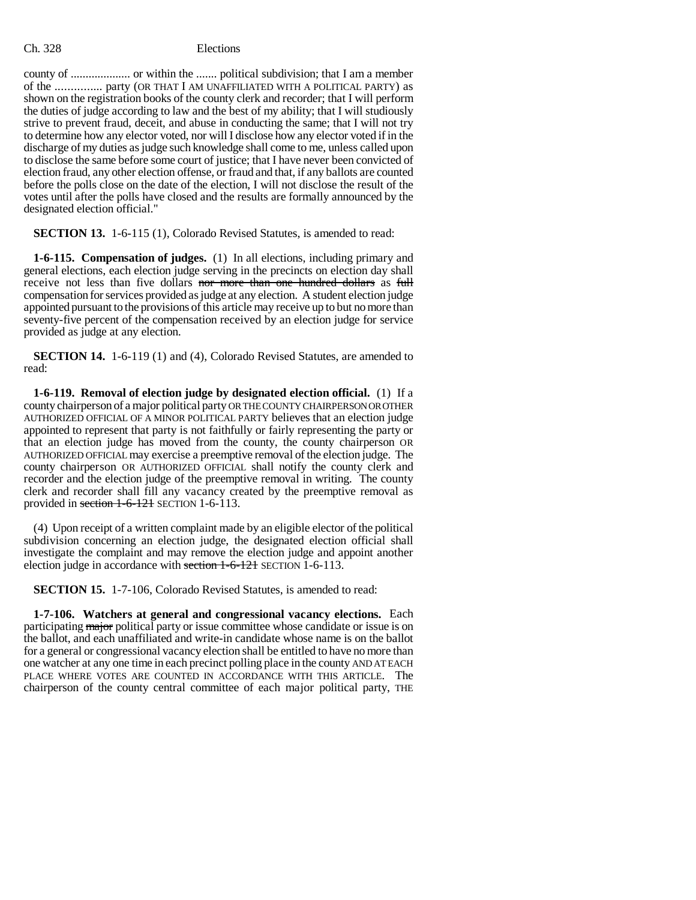county of .................... or within the ....... political subdivision; that I am a member of the ............... party (OR THAT I AM UNAFFILIATED WITH A POLITICAL PARTY) as shown on the registration books of the county clerk and recorder; that I will perform the duties of judge according to law and the best of my ability; that I will studiously strive to prevent fraud, deceit, and abuse in conducting the same; that I will not try to determine how any elector voted, nor will I disclose how any elector voted if in the discharge of my duties as judge such knowledge shall come to me, unless called upon to disclose the same before some court of justice; that I have never been convicted of election fraud, any other election offense, or fraud and that, if any ballots are counted before the polls close on the date of the election, I will not disclose the result of the votes until after the polls have closed and the results are formally announced by the designated election official."

**SECTION 13.** 1-6-115 (1), Colorado Revised Statutes, is amended to read:

**1-6-115. Compensation of judges.** (1) In all elections, including primary and general elections, each election judge serving in the precincts on election day shall receive not less than five dollars ~~nor more than one hundred dollars~~ as ~~full~~ compensation for services provided as judge at any election. A student election judge appointed pursuant to the provisions of this article may receive up to but no more than seventy-five percent of the compensation received by an election judge for service provided as judge at any election.

**SECTION 14.** 1-6-119 (1) and (4), Colorado Revised Statutes, are amended to read:

**1-6-119. Removal of election judge by designated election official.** (1) If a county chairperson of a major political party OR THE COUNTY CHAIRPERSON OR OTHER AUTHORIZED OFFICIAL OF A MINOR POLITICAL PARTY believes that an election judge appointed to represent that party is not faithfully or fairly representing the party or that an election judge has moved from the county, the county chairperson OR AUTHORIZED OFFICIAL may exercise a preemptive removal of the election judge. The county chairperson OR AUTHORIZED OFFICIAL shall notify the county clerk and recorder and the election judge of the preemptive removal in writing. The county clerk and recorder shall fill any vacancy created by the preemptive removal as provided in ~~section 1-6-121~~ SECTION 1-6-113.

(4) Upon receipt of a written complaint made by an eligible elector of the political subdivision concerning an election judge, the designated election official shall investigate the complaint and may remove the election judge and appoint another election judge in accordance with ~~section 1-6-121~~ SECTION 1-6-113.

**SECTION 15.** 1-7-106, Colorado Revised Statutes, is amended to read:

**1-7-106. Watchers at general and congressional vacancy elections.** Each participating ~~major~~ political party or issue committee whose candidate or issue is on the ballot, and each unaffiliated and write-in candidate whose name is on the ballot for a general or congressional vacancy election shall be entitled to have no more than one watcher at any one time in each precinct polling place in the county AND AT EACH PLACE WHERE VOTES ARE COUNTED IN ACCORDANCE WITH THIS ARTICLE. The chairperson of the county central committee of each major political party, THE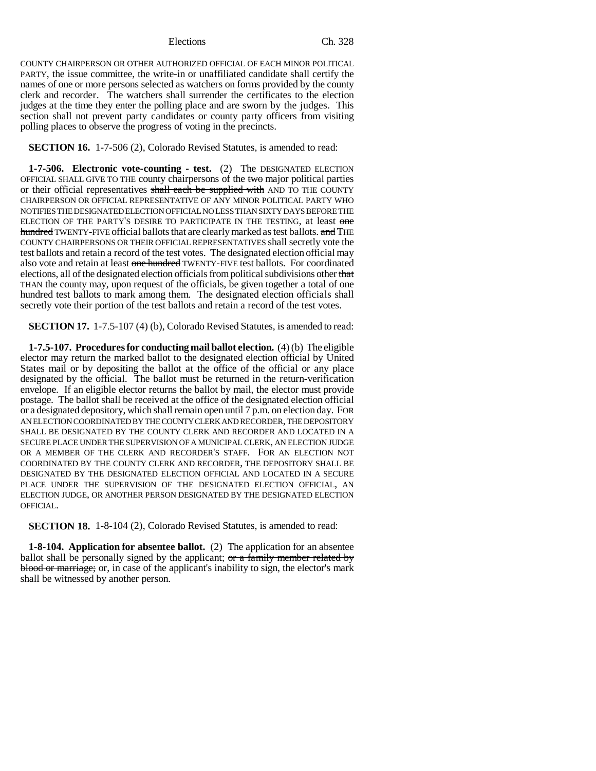COUNTY CHAIRPERSON OR OTHER AUTHORIZED OFFICIAL OF EACH MINOR POLITICAL PARTY, the issue committee, the write-in or unaffiliated candidate shall certify the names of one or more persons selected as watchers on forms provided by the county clerk and recorder. The watchers shall surrender the certificates to the election judges at the time they enter the polling place and are sworn by the judges. This section shall not prevent party candidates or county party officers from visiting polling places to observe the progress of voting in the precincts.

**SECTION 16.** 1-7-506 (2), Colorado Revised Statutes, is amended to read:

**1-7-506. Electronic vote-counting - test.** (2) The DESIGNATED ELECTION OFFICIAL SHALL GIVE TO THE county chairpersons of the ~~two~~ major political parties or their official representatives ~~shall each be supplied with~~ AND TO THE COUNTY CHAIRPERSON OR OFFICIAL REPRESENTATIVE OF ANY MINOR POLITICAL PARTY WHO NOTIFIES THE DESIGNATED ELECTION OFFICIAL NO LESS THAN SIXTY DAYS BEFORE THE ELECTION OF THE PARTY'S DESIRE TO PARTICIPATE IN THE TESTING, at least ~~one hundred~~ TWENTY-FIVE official ballots that are clearly marked as test ballots. ~~and~~ THE COUNTY CHAIRPERSONS OR THEIR OFFICIAL REPRESENTATIVES shall secretly vote the test ballots and retain a record of the test votes. The designated election official may also vote and retain at least ~~one hundred~~ TWENTY-FIVE test ballots. For coordinated elections, all of the designated election officials from political subdivisions other ~~that~~ THAN the county may, upon request of the officials, be given together a total of one hundred test ballots to mark among them. The designated election officials shall secretly vote their portion of the test ballots and retain a record of the test votes.

**SECTION 17.** 1-7.5-107 (4) (b), Colorado Revised Statutes, is amended to read:

**1-7.5-107. Procedures for conducting mail ballot election.** (4) (b) The eligible elector may return the marked ballot to the designated election official by United States mail or by depositing the ballot at the office of the official or any place designated by the official. The ballot must be returned in the return-verification envelope. If an eligible elector returns the ballot by mail, the elector must provide postage. The ballot shall be received at the office of the designated election official or a designated depository, which shall remain open until 7 p.m. on election day. FOR AN ELECTION COORDINATED BY THE COUNTY CLERK AND RECORDER, THE DEPOSITORY SHALL BE DESIGNATED BY THE COUNTY CLERK AND RECORDER AND LOCATED IN A SECURE PLACE UNDER THE SUPERVISION OF A MUNICIPAL CLERK, AN ELECTION JUDGE OR A MEMBER OF THE CLERK AND RECORDER'S STAFF. FOR AN ELECTION NOT COORDINATED BY THE COUNTY CLERK AND RECORDER, THE DEPOSITORY SHALL BE DESIGNATED BY THE DESIGNATED ELECTION OFFICIAL AND LOCATED IN A SECURE PLACE UNDER THE SUPERVISION OF THE DESIGNATED ELECTION OFFICIAL, AN ELECTION JUDGE, OR ANOTHER PERSON DESIGNATED BY THE DESIGNATED ELECTION OFFICIAL.

**SECTION 18.** 1-8-104 (2), Colorado Revised Statutes, is amended to read:

**1-8-104. Application for absentee ballot.** (2) The application for an absentee ballot shall be personally signed by the applicant; ~~or a family member related by blood or marriage;~~ or, in case of the applicant's inability to sign, the elector's mark shall be witnessed by another person.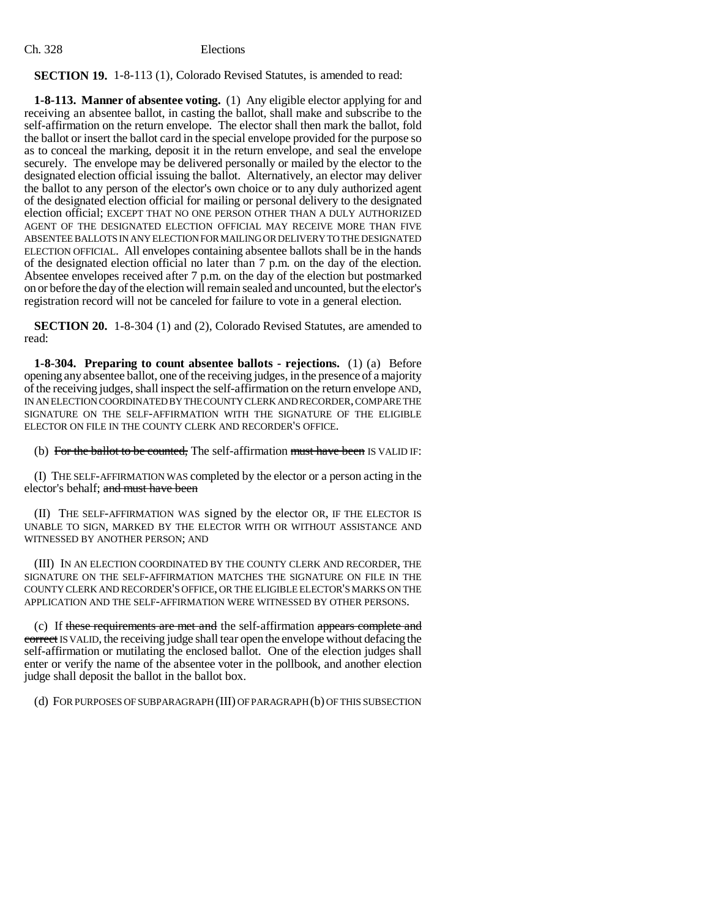**SECTION 19.** 1-8-113 (1), Colorado Revised Statutes, is amended to read:

**1-8-113. Manner of absentee voting.** (1) Any eligible elector applying for and receiving an absentee ballot, in casting the ballot, shall make and subscribe to the self-affirmation on the return envelope. The elector shall then mark the ballot, fold the ballot or insert the ballot card in the special envelope provided for the purpose so as to conceal the marking, deposit it in the return envelope, and seal the envelope securely. The envelope may be delivered personally or mailed by the elector to the designated election official issuing the ballot. Alternatively, an elector may deliver the ballot to any person of the elector's own choice or to any duly authorized agent of the designated election official for mailing or personal delivery to the designated election official; EXCEPT THAT NO ONE PERSON OTHER THAN A DULY AUTHORIZED AGENT OF THE DESIGNATED ELECTION OFFICIAL MAY RECEIVE MORE THAN FIVE ABSENTEE BALLOTS IN ANY ELECTION FOR MAILING OR DELIVERY TO THE DESIGNATED ELECTION OFFICIAL. All envelopes containing absentee ballots shall be in the hands of the designated election official no later than 7 p.m. on the day of the election. Absentee envelopes received after 7 p.m. on the day of the election but postmarked on or before the day of the election will remain sealed and uncounted, but the elector's registration record will not be canceled for failure to vote in a general election.

**SECTION 20.** 1-8-304 (1) and (2), Colorado Revised Statutes, are amended to read:

**1-8-304. Preparing to count absentee ballots - rejections.** (1) (a) Before opening any absentee ballot, one of the receiving judges, in the presence of a majority of the receiving judges, shall inspect the self-affirmation on the return envelope AND, IN AN ELECTION COORDINATED BY THE COUNTY CLERK AND RECORDER, COMPARE THE SIGNATURE ON THE SELF-AFFIRMATION WITH THE SIGNATURE OF THE ELIGIBLE ELECTOR ON FILE IN THE COUNTY CLERK AND RECORDER'S OFFICE.

(b) ~~For the ballot to be counted,~~ The self-affirmation ~~must have been~~ IS VALID IF:

(I) THE SELF-AFFIRMATION WAS completed by the elector or a person acting in the elector's behalf; ~~and must have been~~

(II) THE SELF-AFFIRMATION WAS signed by the elector OR, IF THE ELECTOR IS UNABLE TO SIGN, MARKED BY THE ELECTOR WITH OR WITHOUT ASSISTANCE AND WITNESSED BY ANOTHER PERSON; AND

(III) IN AN ELECTION COORDINATED BY THE COUNTY CLERK AND RECORDER, THE SIGNATURE ON THE SELF-AFFIRMATION MATCHES THE SIGNATURE ON FILE IN THE COUNTY CLERK AND RECORDER'S OFFICE, OR THE ELIGIBLE ELECTOR'S MARKS ON THE APPLICATION AND THE SELF-AFFIRMATION WERE WITNESSED BY OTHER PERSONS.

(c) If ~~these requirements are met and~~ the self-affirmation ~~appears complete and correct~~ IS VALID, the receiving judge shall tear open the envelope without defacing the self-affirmation or mutilating the enclosed ballot. One of the election judges shall enter or verify the name of the absentee voter in the pollbook, and another election judge shall deposit the ballot in the ballot box.

(d) FOR PURPOSES OF SUBPARAGRAPH (III) OF PARAGRAPH (b) OF THIS SUBSECTION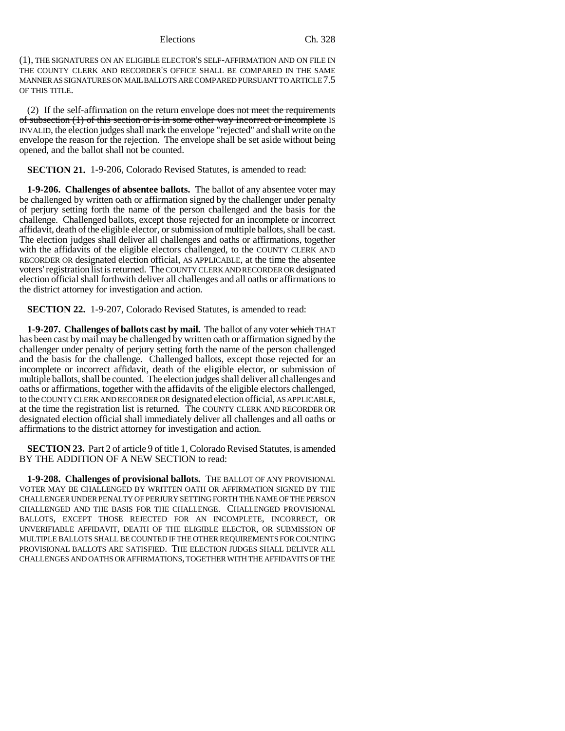(1), THE SIGNATURES ON AN ELIGIBLE ELECTOR'S SELF-AFFIRMATION AND ON FILE IN THE COUNTY CLERK AND RECORDER'S OFFICE SHALL BE COMPARED IN THE SAME MANNER AS SIGNATURES ON MAIL BALLOTS ARE COMPARED PURSUANT TO ARTICLE 7.5 OF THIS TITLE.

(2) If the self-affirmation on the return envelope ~~does not meet the requirements of subsection (1) of this section or is in some other way incorrect or incomplete~~ IS INVALID, the election judges shall mark the envelope "rejected" and shall write on the envelope the reason for the rejection. The envelope shall be set aside without being opened, and the ballot shall not be counted.

**SECTION 21.** 1-9-206, Colorado Revised Statutes, is amended to read:

**1-9-206. Challenges of absentee ballots.** The ballot of any absentee voter may be challenged by written oath or affirmation signed by the challenger under penalty of perjury setting forth the name of the person challenged and the basis for the challenge. Challenged ballots, except those rejected for an incomplete or incorrect affidavit, death of the eligible elector, or submission of multiple ballots, shall be cast. The election judges shall deliver all challenges and oaths or affirmations, together with the affidavits of the eligible electors challenged, to the COUNTY CLERK AND RECORDER OR designated election official, AS APPLICABLE, at the time the absentee voters' registration list is returned. The COUNTY CLERK AND RECORDER OR designated election official shall forthwith deliver all challenges and all oaths or affirmations to the district attorney for investigation and action.

**SECTION 22.** 1-9-207, Colorado Revised Statutes, is amended to read:

**1-9-207. Challenges of ballots cast by mail.** The ballot of any voter ~~which~~ THAT has been cast by mail may be challenged by written oath or affirmation signed by the challenger under penalty of perjury setting forth the name of the person challenged and the basis for the challenge. Challenged ballots, except those rejected for an incomplete or incorrect affidavit, death of the eligible elector, or submission of multiple ballots, shall be counted. The election judges shall deliver all challenges and oaths or affirmations, together with the affidavits of the eligible electors challenged, to the COUNTY CLERK AND RECORDER OR designated election official, AS APPLICABLE, at the time the registration list is returned. The COUNTY CLERK AND RECORDER OR designated election official shall immediately deliver all challenges and all oaths or affirmations to the district attorney for investigation and action.

**SECTION 23.** Part 2 of article 9 of title 1, Colorado Revised Statutes, is amended BY THE ADDITION OF A NEW SECTION to read:

**1-9-208. Challenges of provisional ballots.** THE BALLOT OF ANY PROVISIONAL VOTER MAY BE CHALLENGED BY WRITTEN OATH OR AFFIRMATION SIGNED BY THE CHALLENGER UNDER PENALTY OF PERJURY SETTING FORTH THE NAME OF THE PERSON CHALLENGED AND THE BASIS FOR THE CHALLENGE. CHALLENGED PROVISIONAL BALLOTS, EXCEPT THOSE REJECTED FOR AN INCOMPLETE, INCORRECT, OR UNVERIFIABLE AFFIDAVIT, DEATH OF THE ELIGIBLE ELECTOR, OR SUBMISSION OF MULTIPLE BALLOTS SHALL BE COUNTED IF THE OTHER REQUIREMENTS FOR COUNTING PROVISIONAL BALLOTS ARE SATISFIED. THE ELECTION JUDGES SHALL DELIVER ALL CHALLENGES AND OATHS OR AFFIRMATIONS, TOGETHER WITH THE AFFIDAVITS OF THE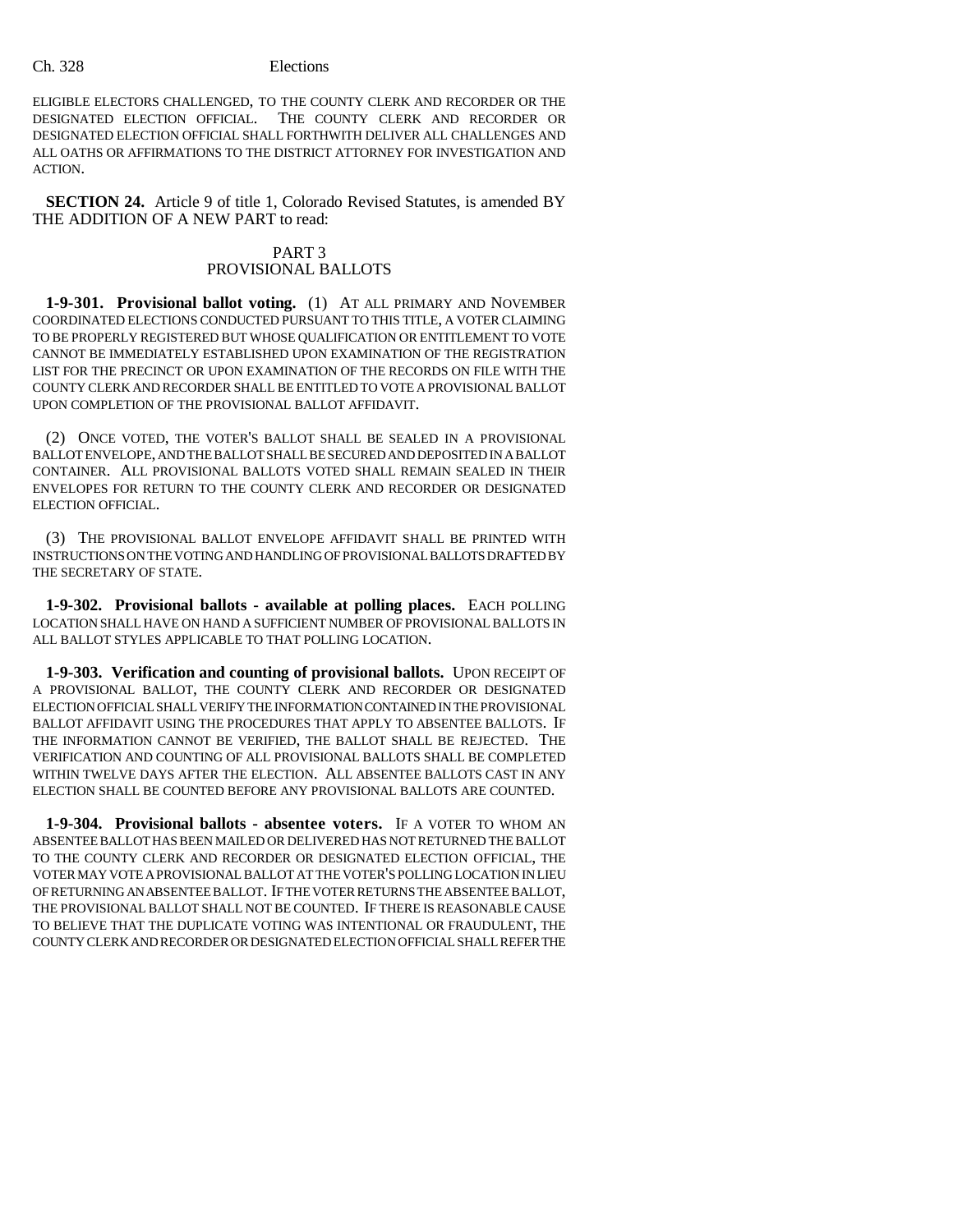ELIGIBLE ELECTORS CHALLENGED, TO THE COUNTY CLERK AND RECORDER OR THE DESIGNATED ELECTION OFFICIAL. THE COUNTY CLERK AND RECORDER OR DESIGNATED ELECTION OFFICIAL SHALL FORTHWITH DELIVER ALL CHALLENGES AND ALL OATHS OR AFFIRMATIONS TO THE DISTRICT ATTORNEY FOR INVESTIGATION AND ACTION.

**SECTION 24.** Article 9 of title 1, Colorado Revised Statutes, is amended BY THE ADDITION OF A NEW PART to read:

PART 3
PROVISIONAL BALLOTS

**1-9-301. Provisional ballot voting.** (1) AT ALL PRIMARY AND NOVEMBER COORDINATED ELECTIONS CONDUCTED PURSUANT TO THIS TITLE, A VOTER CLAIMING TO BE PROPERLY REGISTERED BUT WHOSE QUALIFICATION OR ENTITLEMENT TO VOTE CANNOT BE IMMEDIATELY ESTABLISHED UPON EXAMINATION OF THE REGISTRATION LIST FOR THE PRECINCT OR UPON EXAMINATION OF THE RECORDS ON FILE WITH THE COUNTY CLERK AND RECORDER SHALL BE ENTITLED TO VOTE A PROVISIONAL BALLOT UPON COMPLETION OF THE PROVISIONAL BALLOT AFFIDAVIT.

(2) ONCE VOTED, THE VOTER'S BALLOT SHALL BE SEALED IN A PROVISIONAL BALLOT ENVELOPE, AND THE BALLOT SHALL BE SECURED AND DEPOSITED IN A BALLOT CONTAINER. ALL PROVISIONAL BALLOTS VOTED SHALL REMAIN SEALED IN THEIR ENVELOPES FOR RETURN TO THE COUNTY CLERK AND RECORDER OR DESIGNATED ELECTION OFFICIAL.

(3) THE PROVISIONAL BALLOT ENVELOPE AFFIDAVIT SHALL BE PRINTED WITH INSTRUCTIONS ON THE VOTING AND HANDLING OF PROVISIONAL BALLOTS DRAFTED BY THE SECRETARY OF STATE.

**1-9-302. Provisional ballots - available at polling places.** EACH POLLING LOCATION SHALL HAVE ON HAND A SUFFICIENT NUMBER OF PROVISIONAL BALLOTS IN ALL BALLOT STYLES APPLICABLE TO THAT POLLING LOCATION.

**1-9-303. Verification and counting of provisional ballots.** UPON RECEIPT OF A PROVISIONAL BALLOT, THE COUNTY CLERK AND RECORDER OR DESIGNATED ELECTION OFFICIAL SHALL VERIFY THE INFORMATION CONTAINED IN THE PROVISIONAL BALLOT AFFIDAVIT USING THE PROCEDURES THAT APPLY TO ABSENTEE BALLOTS. IF THE INFORMATION CANNOT BE VERIFIED, THE BALLOT SHALL BE REJECTED. THE VERIFICATION AND COUNTING OF ALL PROVISIONAL BALLOTS SHALL BE COMPLETED WITHIN TWELVE DAYS AFTER THE ELECTION. ALL ABSENTEE BALLOTS CAST IN ANY ELECTION SHALL BE COUNTED BEFORE ANY PROVISIONAL BALLOTS ARE COUNTED.

**1-9-304. Provisional ballots - absentee voters.** IF A VOTER TO WHOM AN ABSENTEE BALLOT HAS BEEN MAILED OR DELIVERED HAS NOT RETURNED THE BALLOT TO THE COUNTY CLERK AND RECORDER OR DESIGNATED ELECTION OFFICIAL, THE VOTER MAY VOTE A PROVISIONAL BALLOT AT THE VOTER'S POLLING LOCATION IN LIEU OF RETURNING AN ABSENTEE BALLOT. IF THE VOTER RETURNS THE ABSENTEE BALLOT, THE PROVISIONAL BALLOT SHALL NOT BE COUNTED. IF THERE IS REASONABLE CAUSE TO BELIEVE THAT THE DUPLICATE VOTING WAS INTENTIONAL OR FRAUDULENT, THE COUNTY CLERK AND RECORDER OR DESIGNATED ELECTION OFFICIAL SHALL REFER THE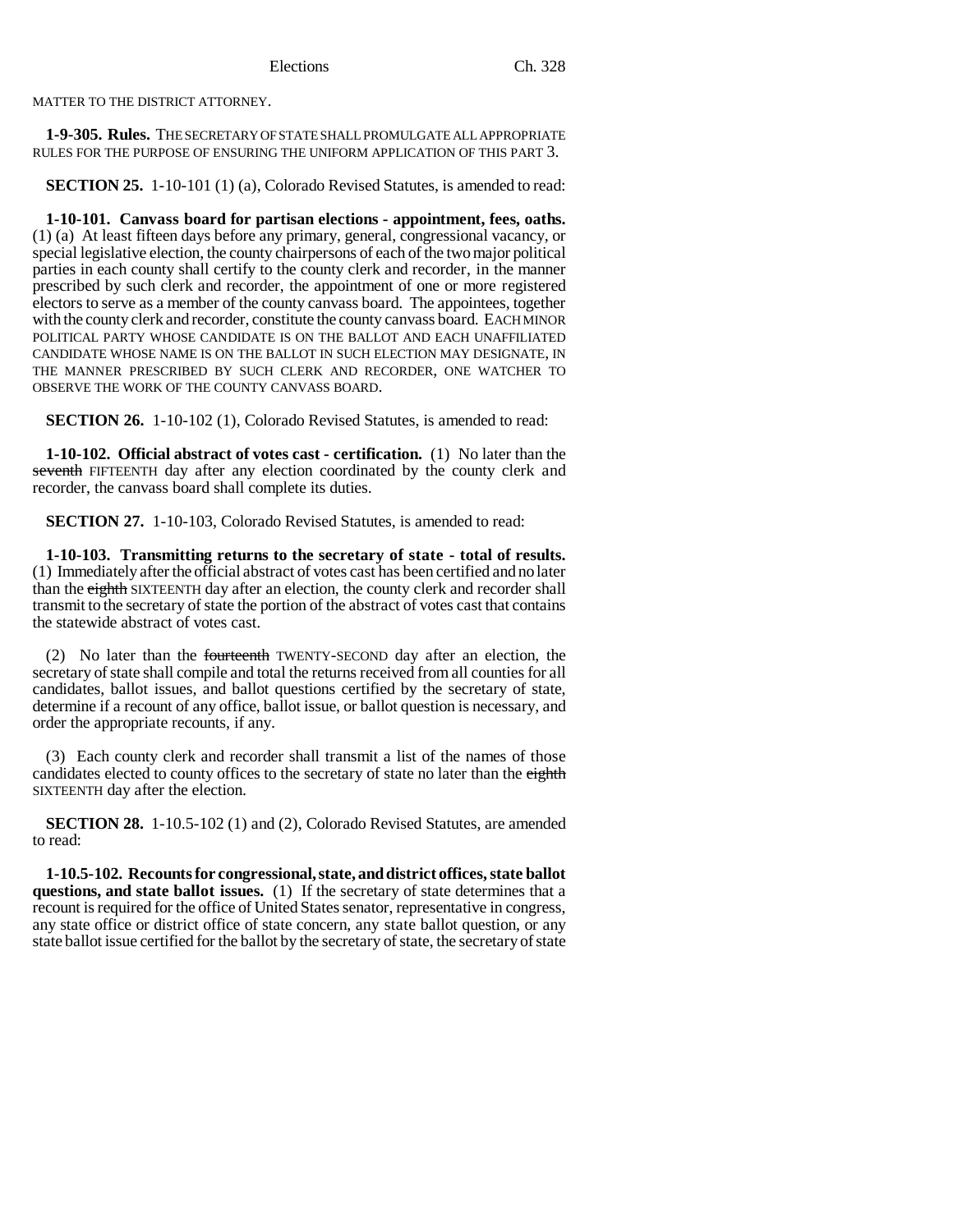MATTER TO THE DISTRICT ATTORNEY.

**1-9-305. Rules.** THE SECRETARY OF STATE SHALL PROMULGATE ALL APPROPRIATE RULES FOR THE PURPOSE OF ENSURING THE UNIFORM APPLICATION OF THIS PART 3.

**SECTION 25.** 1-10-101 (1) (a), Colorado Revised Statutes, is amended to read:

**1-10-101. Canvass board for partisan elections - appointment, fees, oaths.** (1) (a) At least fifteen days before any primary, general, congressional vacancy, or special legislative election, the county chairpersons of each of the two major political parties in each county shall certify to the county clerk and recorder, in the manner prescribed by such clerk and recorder, the appointment of one or more registered electors to serve as a member of the county canvass board. The appointees, together with the county clerk and recorder, constitute the county canvass board. EACH MINOR POLITICAL PARTY WHOSE CANDIDATE IS ON THE BALLOT AND EACH UNAFFILIATED CANDIDATE WHOSE NAME IS ON THE BALLOT IN SUCH ELECTION MAY DESIGNATE, IN THE MANNER PRESCRIBED BY SUCH CLERK AND RECORDER, ONE WATCHER TO OBSERVE THE WORK OF THE COUNTY CANVASS BOARD.

**SECTION 26.** 1-10-102 (1), Colorado Revised Statutes, is amended to read:

**1-10-102. Official abstract of votes cast - certification.** (1) No later than the ~~seventh~~ FIFTEENTH day after any election coordinated by the county clerk and recorder, the canvass board shall complete its duties.

**SECTION 27.** 1-10-103, Colorado Revised Statutes, is amended to read:

**1-10-103. Transmitting returns to the secretary of state - total of results.** (1) Immediately after the official abstract of votes cast has been certified and no later than the ~~eighth~~ SIXTEENTH day after an election, the county clerk and recorder shall transmit to the secretary of state the portion of the abstract of votes cast that contains the statewide abstract of votes cast.

(2) No later than the ~~fourteenth~~ TWENTY-SECOND day after an election, the secretary of state shall compile and total the returns received from all counties for all candidates, ballot issues, and ballot questions certified by the secretary of state, determine if a recount of any office, ballot issue, or ballot question is necessary, and order the appropriate recounts, if any.

(3) Each county clerk and recorder shall transmit a list of the names of those candidates elected to county offices to the secretary of state no later than the ~~eighth~~ SIXTEENTH day after the election.

**SECTION 28.** 1-10.5-102 (1) and (2), Colorado Revised Statutes, are amended to read:

**1-10.5-102. Recounts for congressional, state, and district offices, state ballot questions, and state ballot issues.** (1) If the secretary of state determines that a recount is required for the office of United States senator, representative in congress, any state office or district office of state concern, any state ballot question, or any state ballot issue certified for the ballot by the secretary of state, the secretary of state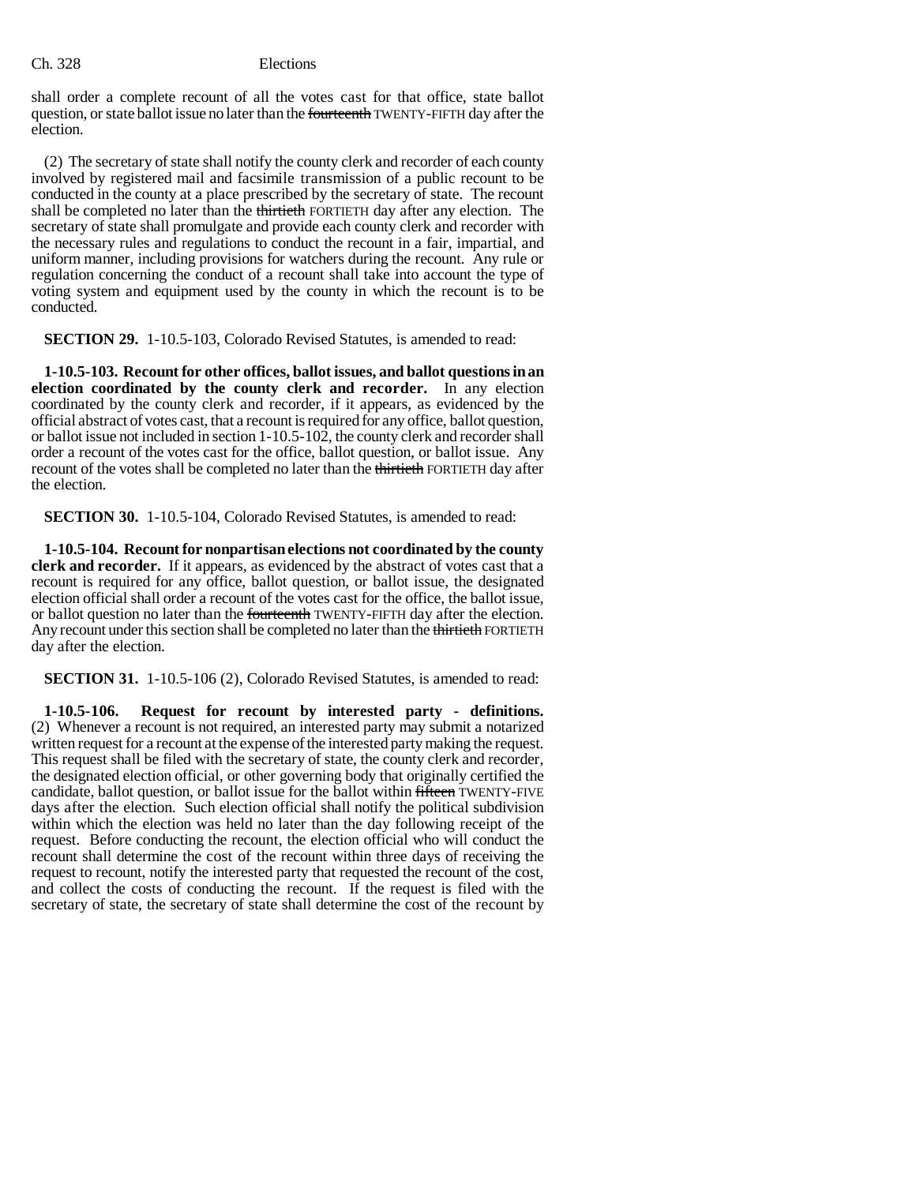shall order a complete recount of all the votes cast for that office, state ballot question, or state ballot issue no later than the ~~fourteenth~~ TWENTY-FIFTH day after the election.

(2) The secretary of state shall notify the county clerk and recorder of each county involved by registered mail and facsimile transmission of a public recount to be conducted in the county at a place prescribed by the secretary of state. The recount shall be completed no later than the ~~thirtieth~~ FORTIETH day after any election. The secretary of state shall promulgate and provide each county clerk and recorder with the necessary rules and regulations to conduct the recount in a fair, impartial, and uniform manner, including provisions for watchers during the recount. Any rule or regulation concerning the conduct of a recount shall take into account the type of voting system and equipment used by the county in which the recount is to be conducted.

**SECTION 29.** 1-10.5-103, Colorado Revised Statutes, is amended to read:

**1-10.5-103. Recount for other offices, ballot issues, and ballot questions in an election coordinated by the county clerk and recorder.** In any election coordinated by the county clerk and recorder, if it appears, as evidenced by the official abstract of votes cast, that a recount is required for any office, ballot question, or ballot issue not included in section 1-10.5-102, the county clerk and recorder shall order a recount of the votes cast for the office, ballot question, or ballot issue. Any recount of the votes shall be completed no later than the ~~thirtieth~~ FORTIETH day after the election.

**SECTION 30.** 1-10.5-104, Colorado Revised Statutes, is amended to read:

**1-10.5-104. Recount for nonpartisan elections not coordinated by the county clerk and recorder.** If it appears, as evidenced by the abstract of votes cast that a recount is required for any office, ballot question, or ballot issue, the designated election official shall order a recount of the votes cast for the office, the ballot issue, or ballot question no later than the ~~fourteenth~~ TWENTY-FIFTH day after the election. Any recount under this section shall be completed no later than the ~~thirtieth~~ FORTIETH day after the election.

**SECTION 31.** 1-10.5-106 (2), Colorado Revised Statutes, is amended to read:

**1-10.5-106. Request for recount by interested party - definitions.** (2) Whenever a recount is not required, an interested party may submit a notarized written request for a recount at the expense of the interested party making the request. This request shall be filed with the secretary of state, the county clerk and recorder, the designated election official, or other governing body that originally certified the candidate, ballot question, or ballot issue for the ballot within ~~fifteen~~ TWENTY-FIVE days after the election. Such election official shall notify the political subdivision within which the election was held no later than the day following receipt of the request. Before conducting the recount, the election official who will conduct the recount shall determine the cost of the recount within three days of receiving the request to recount, notify the interested party that requested the recount of the cost, and collect the costs of conducting the recount. If the request is filed with the secretary of state, the secretary of state shall determine the cost of the recount by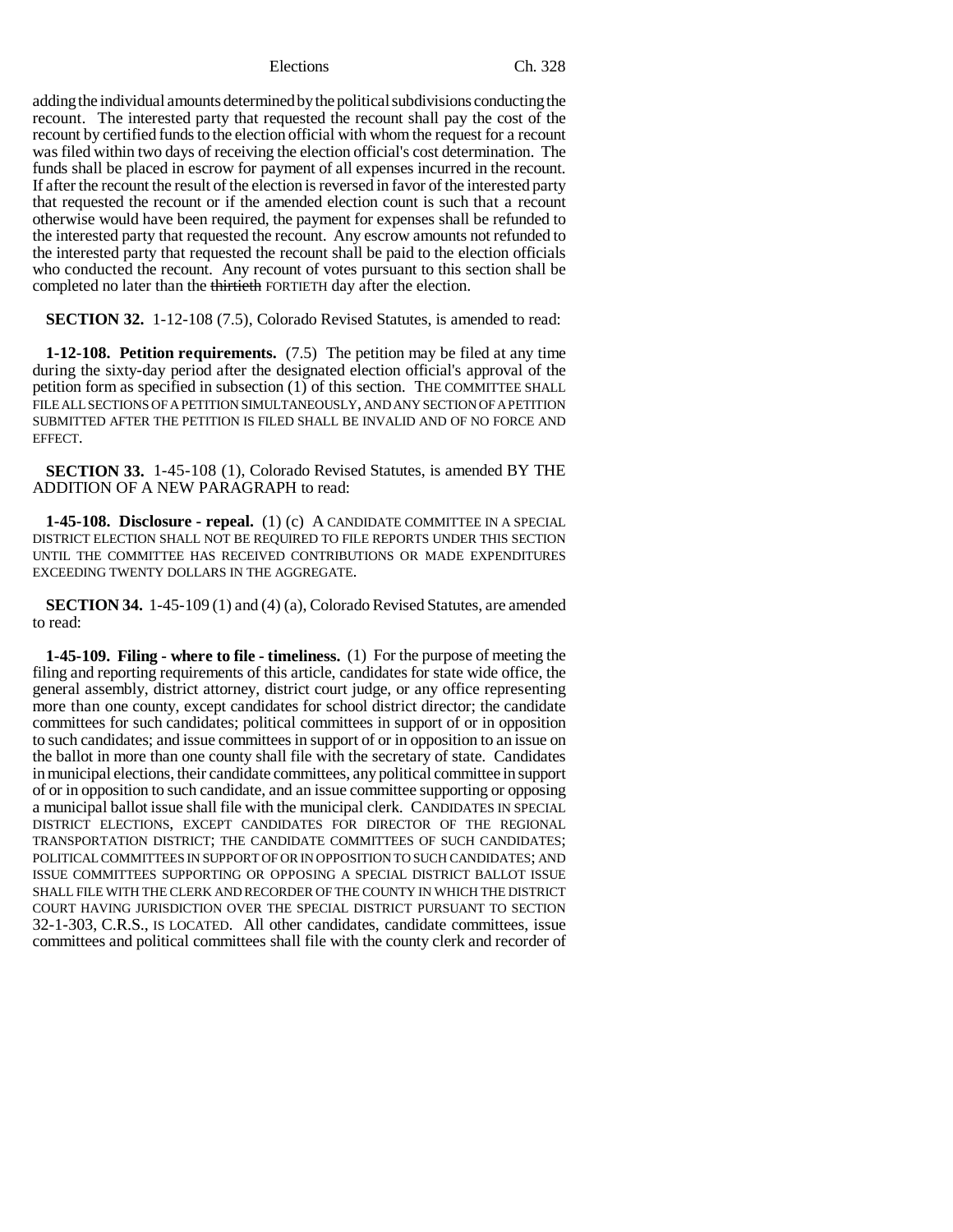adding the individual amounts determined by the political subdivisions conducting the recount. The interested party that requested the recount shall pay the cost of the recount by certified funds to the election official with whom the request for a recount was filed within two days of receiving the election official's cost determination. The funds shall be placed in escrow for payment of all expenses incurred in the recount. If after the recount the result of the election is reversed in favor of the interested party that requested the recount or if the amended election count is such that a recount otherwise would have been required, the payment for expenses shall be refunded to the interested party that requested the recount. Any escrow amounts not refunded to the interested party that requested the recount shall be paid to the election officials who conducted the recount. Any recount of votes pursuant to this section shall be completed no later than the ~~thirtieth~~ FORTIETH day after the election.

**SECTION 32.** 1-12-108 (7.5), Colorado Revised Statutes, is amended to read:

**1-12-108. Petition requirements.** (7.5) The petition may be filed at any time during the sixty-day period after the designated election official's approval of the petition form as specified in subsection (1) of this section. THE COMMITTEE SHALL FILE ALL SECTIONS OF A PETITION SIMULTANEOUSLY, AND ANY SECTION OF A PETITION SUBMITTED AFTER THE PETITION IS FILED SHALL BE INVALID AND OF NO FORCE AND EFFECT.

**SECTION 33.** 1-45-108 (1), Colorado Revised Statutes, is amended BY THE ADDITION OF A NEW PARAGRAPH to read:

**1-45-108. Disclosure - repeal.** (1) (c) A CANDIDATE COMMITTEE IN A SPECIAL DISTRICT ELECTION SHALL NOT BE REQUIRED TO FILE REPORTS UNDER THIS SECTION UNTIL THE COMMITTEE HAS RECEIVED CONTRIBUTIONS OR MADE EXPENDITURES EXCEEDING TWENTY DOLLARS IN THE AGGREGATE.

**SECTION 34.** 1-45-109 (1) and (4) (a), Colorado Revised Statutes, are amended to read:

**1-45-109. Filing - where to file - timeliness.** (1) For the purpose of meeting the filing and reporting requirements of this article, candidates for state wide office, the general assembly, district attorney, district court judge, or any office representing more than one county, except candidates for school district director; the candidate committees for such candidates; political committees in support of or in opposition to such candidates; and issue committees in support of or in opposition to an issue on the ballot in more than one county shall file with the secretary of state. Candidates in municipal elections, their candidate committees, any political committee in support of or in opposition to such candidate, and an issue committee supporting or opposing a municipal ballot issue shall file with the municipal clerk. CANDIDATES IN SPECIAL DISTRICT ELECTIONS, EXCEPT CANDIDATES FOR DIRECTOR OF THE REGIONAL TRANSPORTATION DISTRICT; THE CANDIDATE COMMITTEES OF SUCH CANDIDATES; POLITICAL COMMITTEES IN SUPPORT OF OR IN OPPOSITION TO SUCH CANDIDATES; AND ISSUE COMMITTEES SUPPORTING OR OPPOSING A SPECIAL DISTRICT BALLOT ISSUE SHALL FILE WITH THE CLERK AND RECORDER OF THE COUNTY IN WHICH THE DISTRICT COURT HAVING JURISDICTION OVER THE SPECIAL DISTRICT PURSUANT TO SECTION 32-1-303, C.R.S., IS LOCATED. All other candidates, candidate committees, issue committees and political committees shall file with the county clerk and recorder of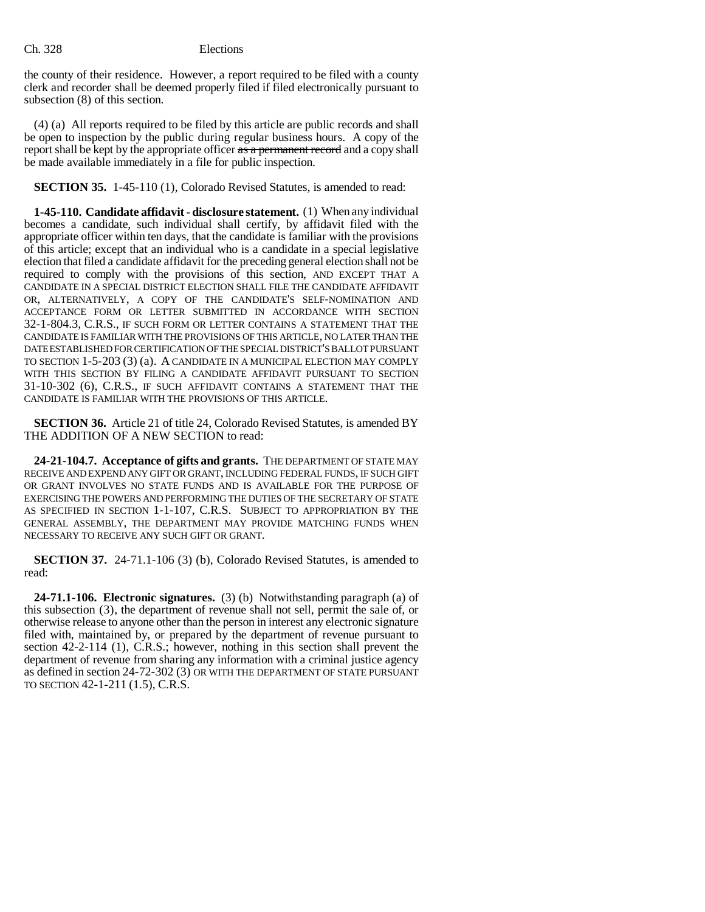the county of their residence. However, a report required to be filed with a county clerk and recorder shall be deemed properly filed if filed electronically pursuant to subsection (8) of this section.

(4) (a) All reports required to be filed by this article are public records and shall be open to inspection by the public during regular business hours. A copy of the report shall be kept by the appropriate officer ~~as a permanent record~~ and a copy shall be made available immediately in a file for public inspection.

**SECTION 35.** 1-45-110 (1), Colorado Revised Statutes, is amended to read:

**1-45-110. Candidate affidavit - disclosure statement.** (1) When any individual becomes a candidate, such individual shall certify, by affidavit filed with the appropriate officer within ten days, that the candidate is familiar with the provisions of this article; except that an individual who is a candidate in a special legislative election that filed a candidate affidavit for the preceding general election shall not be required to comply with the provisions of this section, AND EXCEPT THAT A CANDIDATE IN A SPECIAL DISTRICT ELECTION SHALL FILE THE CANDIDATE AFFIDAVIT OR, ALTERNATIVELY, A COPY OF THE CANDIDATE'S SELF-NOMINATION AND ACCEPTANCE FORM OR LETTER SUBMITTED IN ACCORDANCE WITH SECTION 32-1-804.3, C.R.S., IF SUCH FORM OR LETTER CONTAINS A STATEMENT THAT THE CANDIDATE IS FAMILIAR WITH THE PROVISIONS OF THIS ARTICLE, NO LATER THAN THE DATE ESTABLISHED FOR CERTIFICATION OF THE SPECIAL DISTRICT'S BALLOT PURSUANT TO SECTION 1-5-203 (3) (a). A CANDIDATE IN A MUNICIPAL ELECTION MAY COMPLY WITH THIS SECTION BY FILING A CANDIDATE AFFIDAVIT PURSUANT TO SECTION 31-10-302 (6), C.R.S., IF SUCH AFFIDAVIT CONTAINS A STATEMENT THAT THE CANDIDATE IS FAMILIAR WITH THE PROVISIONS OF THIS ARTICLE.

**SECTION 36.** Article 21 of title 24, Colorado Revised Statutes, is amended BY THE ADDITION OF A NEW SECTION to read:

**24-21-104.7. Acceptance of gifts and grants.** THE DEPARTMENT OF STATE MAY RECEIVE AND EXPEND ANY GIFT OR GRANT, INCLUDING FEDERAL FUNDS, IF SUCH GIFT OR GRANT INVOLVES NO STATE FUNDS AND IS AVAILABLE FOR THE PURPOSE OF EXERCISING THE POWERS AND PERFORMING THE DUTIES OF THE SECRETARY OF STATE AS SPECIFIED IN SECTION 1-1-107, C.R.S. SUBJECT TO APPROPRIATION BY THE GENERAL ASSEMBLY, THE DEPARTMENT MAY PROVIDE MATCHING FUNDS WHEN NECESSARY TO RECEIVE ANY SUCH GIFT OR GRANT.

**SECTION 37.** 24-71.1-106 (3) (b), Colorado Revised Statutes, is amended to read:

**24-71.1-106. Electronic signatures.** (3) (b) Notwithstanding paragraph (a) of this subsection (3), the department of revenue shall not sell, permit the sale of, or otherwise release to anyone other than the person in interest any electronic signature filed with, maintained by, or prepared by the department of revenue pursuant to section 42-2-114 (1), C.R.S.; however, nothing in this section shall prevent the department of revenue from sharing any information with a criminal justice agency as defined in section 24-72-302 (3) OR WITH THE DEPARTMENT OF STATE PURSUANT TO SECTION 42-1-211 (1.5), C.R.S.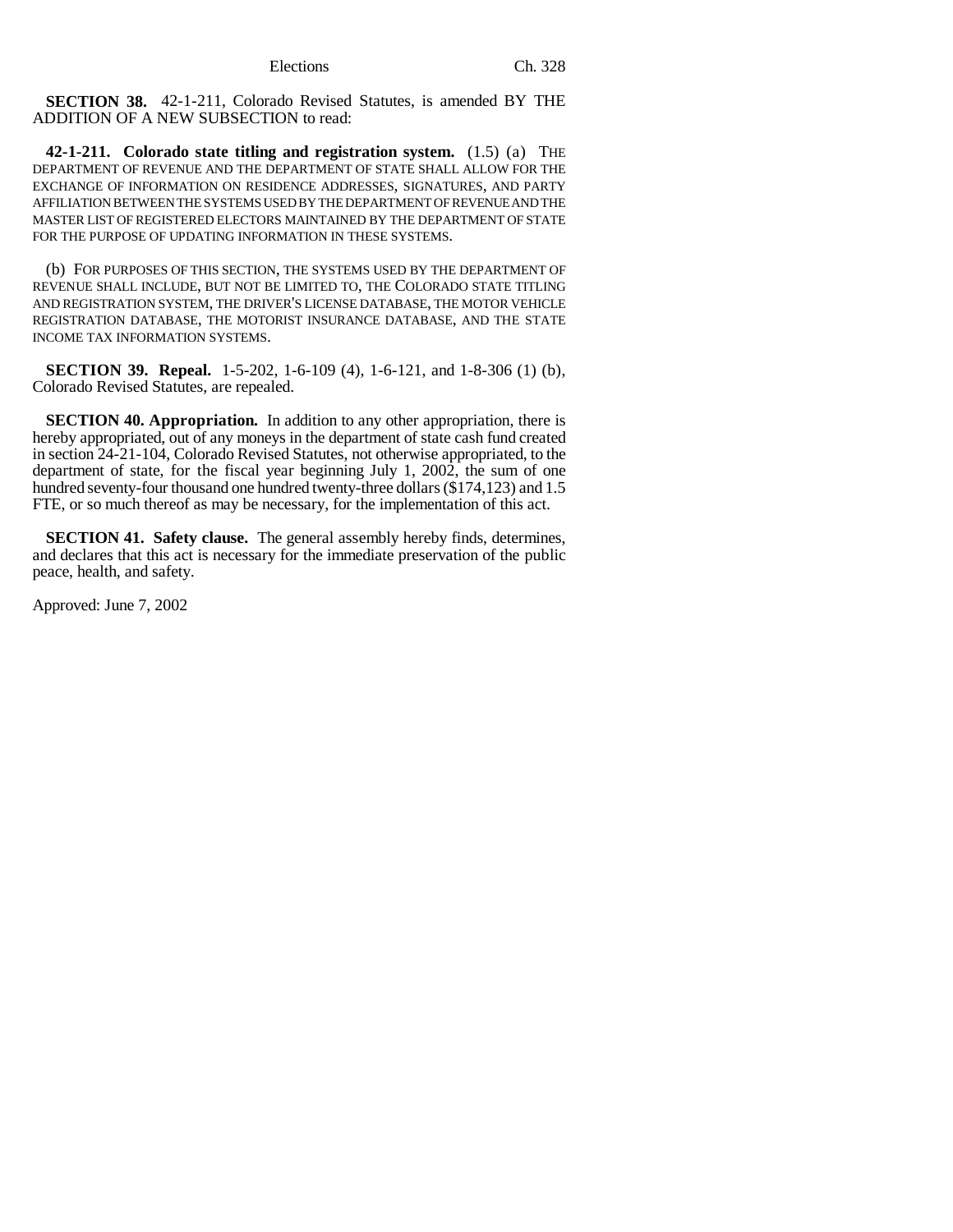**SECTION 38.** 42-1-211, Colorado Revised Statutes, is amended BY THE ADDITION OF A NEW SUBSECTION to read:

**42-1-211. Colorado state titling and registration system.** (1.5) (a) THE DEPARTMENT OF REVENUE AND THE DEPARTMENT OF STATE SHALL ALLOW FOR THE EXCHANGE OF INFORMATION ON RESIDENCE ADDRESSES, SIGNATURES, AND PARTY AFFILIATION BETWEEN THE SYSTEMS USED BY THE DEPARTMENT OF REVENUE AND THE MASTER LIST OF REGISTERED ELECTORS MAINTAINED BY THE DEPARTMENT OF STATE FOR THE PURPOSE OF UPDATING INFORMATION IN THESE SYSTEMS.

(b) FOR PURPOSES OF THIS SECTION, THE SYSTEMS USED BY THE DEPARTMENT OF REVENUE SHALL INCLUDE, BUT NOT BE LIMITED TO, THE COLORADO STATE TITLING AND REGISTRATION SYSTEM, THE DRIVER'S LICENSE DATABASE, THE MOTOR VEHICLE REGISTRATION DATABASE, THE MOTORIST INSURANCE DATABASE, AND THE STATE INCOME TAX INFORMATION SYSTEMS.

**SECTION 39. Repeal.** 1-5-202, 1-6-109 (4), 1-6-121, and 1-8-306 (1) (b), Colorado Revised Statutes, are repealed.

**SECTION 40. Appropriation.** In addition to any other appropriation, there is hereby appropriated, out of any moneys in the department of state cash fund created in section 24-21-104, Colorado Revised Statutes, not otherwise appropriated, to the department of state, for the fiscal year beginning July 1, 2002, the sum of one hundred seventy-four thousand one hundred twenty-three dollars ($174,123) and 1.5 FTE, or so much thereof as may be necessary, for the implementation of this act.

**SECTION 41. Safety clause.** The general assembly hereby finds, determines, and declares that this act is necessary for the immediate preservation of the public peace, health, and safety.

Approved: June 7, 2002